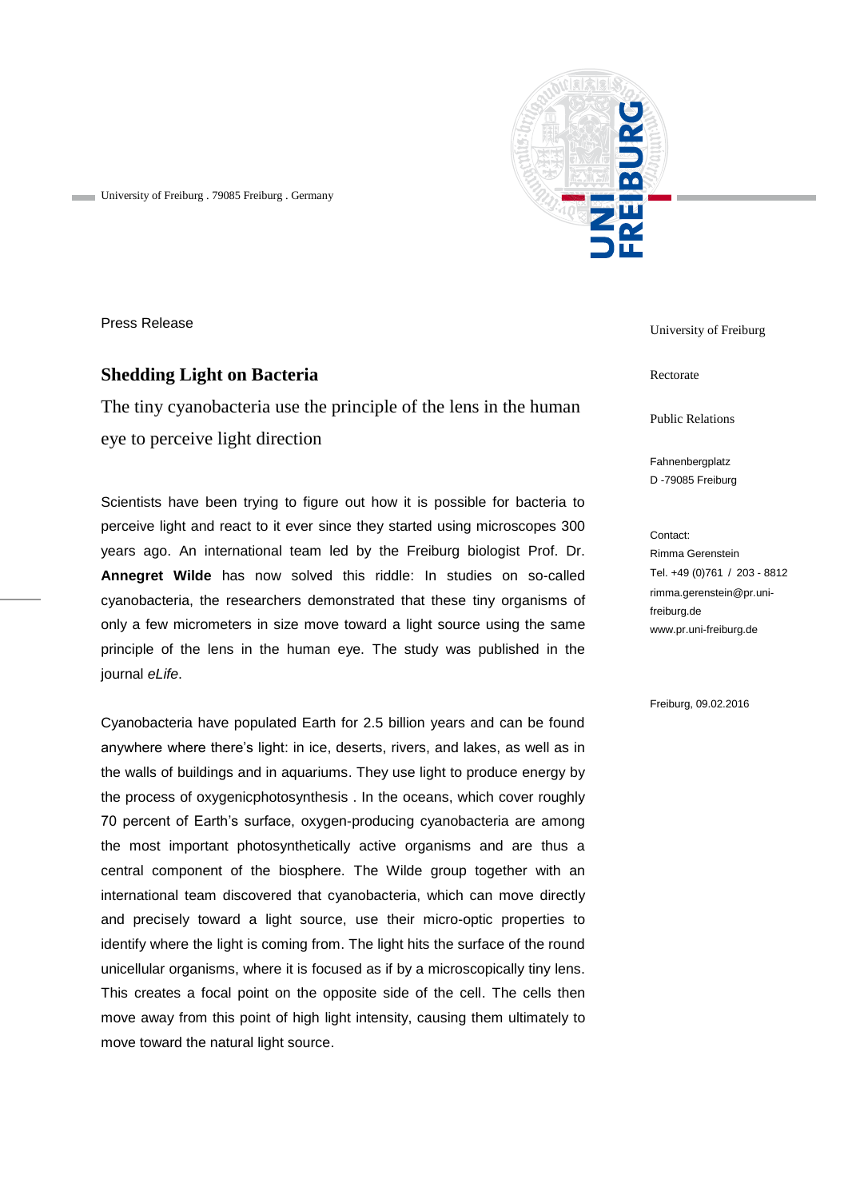University of Freiburg . 79085 Freiburg . Germany

Press Release

University of Freiburg

Rectorate

Public Relations

Fahnenbergplatz
D -79085 Freiburg

Contact:
Rimma Gerenstein
Tel. +49 (0)761 / 203 - 8812
rimma.gerenstein@pr.uni-freiburg.de
www.pr.uni-freiburg.de

Freiburg, 09.02.2016

## Shedding Light on Bacteria

The tiny cyanobacteria use the principle of the lens in the human eye to perceive light direction

Scientists have been trying to figure out how it is possible for bacteria to perceive light and react to it ever since they started using microscopes 300 years ago. An international team led by the Freiburg biologist Prof. Dr. **Annegret Wilde** has now solved this riddle: In studies on so-called cyanobacteria, the researchers demonstrated that these tiny organisms of only a few micrometers in size move toward a light source using the same principle of the lens in the human eye. The study was published in the journal *eLife*.

Cyanobacteria have populated Earth for 2.5 billion years and can be found anywhere where there's light: in ice, deserts, rivers, and lakes, as well as in the walls of buildings and in aquariums. They use light to produce energy by the process of oxygenicphotosynthesis . In the oceans, which cover roughly 70 percent of Earth's surface, oxygen-producing cyanobacteria are among the most important photosynthetically active organisms and are thus a central component of the biosphere. The Wilde group together with an international team discovered that cyanobacteria, which can move directly and precisely toward a light source, use their micro-optic properties to identify where the light is coming from. The light hits the surface of the round unicellular organisms, where it is focused as if by a microscopically tiny lens. This creates a focal point on the opposite side of the cell. The cells then move away from this point of high light intensity, causing them ultimately to move toward the natural light source.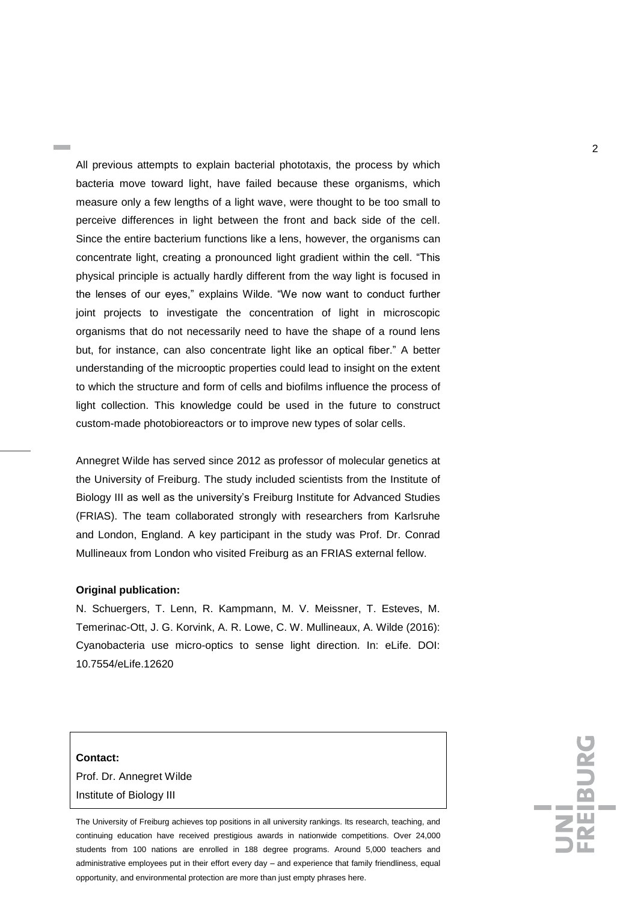All previous attempts to explain bacterial phototaxis, the process by which bacteria move toward light, have failed because these organisms, which measure only a few lengths of a light wave, were thought to be too small to perceive differences in light between the front and back side of the cell. Since the entire bacterium functions like a lens, however, the organisms can concentrate light, creating a pronounced light gradient within the cell. "This physical principle is actually hardly different from the way light is focused in the lenses of our eyes," explains Wilde. "We now want to conduct further joint projects to investigate the concentration of light in microscopic organisms that do not necessarily need to have the shape of a round lens but, for instance, can also concentrate light like an optical fiber." A better understanding of the microoptic properties could lead to insight on the extent to which the structure and form of cells and biofilms influence the process of light collection. This knowledge could be used in the future to construct custom-made photobioreactors or to improve new types of solar cells.

Annegret Wilde has served since 2012 as professor of molecular genetics at the University of Freiburg. The study included scientists from the Institute of Biology III as well as the university's Freiburg Institute for Advanced Studies (FRIAS). The team collaborated strongly with researchers from Karlsruhe and London, England. A key participant in the study was Prof. Dr. Conrad Mullineaux from London who visited Freiburg as an FRIAS external fellow.

**Original publication:**

N. Schuergers, T. Lenn, R. Kampmann, M. V. Meissner, T. Esteves, M. Temerinac-Ott, J. G. Korvink, A. R. Lowe, C. W. Mullineaux, A. Wilde (2016): Cyanobacteria use micro-optics to sense light direction. In: eLife. DOI: 10.7554/eLife.12620

**Contact:**
Prof. Dr. Annegret Wilde
Institute of Biology III

The University of Freiburg achieves top positions in all university rankings. Its research, teaching, and continuing education have received prestigious awards in nationwide competitions. Over 24,000 students from 100 nations are enrolled in 188 degree programs. Around 5,000 teachers and administrative employees put in their effort every day – and experience that family friendliness, equal opportunity, and environmental protection are more than just empty phrases here.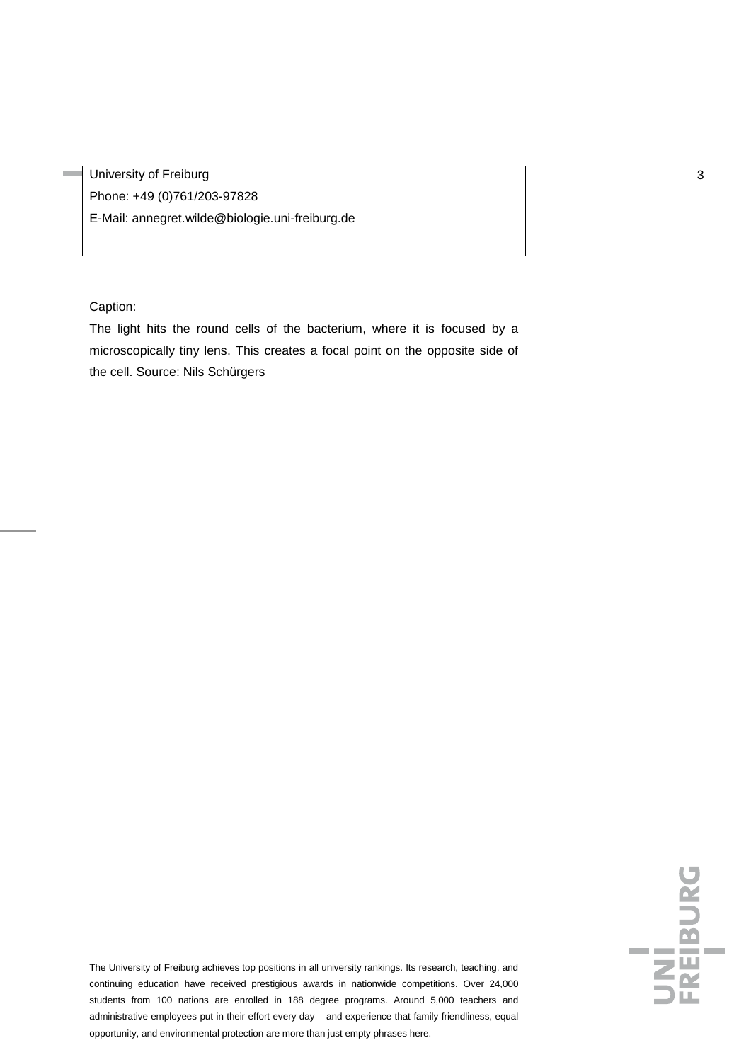University of Freiburg

Phone: +49 (0)761/203-97828

E-Mail: annegret.wilde@biologie.uni-freiburg.de

Caption:

The light hits the round cells of the bacterium, where it is focused by a microscopically tiny lens. This creates a focal point on the opposite side of the cell. Source: Nils Schürgers

The University of Freiburg achieves top positions in all university rankings. Its research, teaching, and continuing education have received prestigious awards in nationwide competitions. Over 24,000 students from 100 nations are enrolled in 188 degree programs. Around 5,000 teachers and administrative employees put in their effort every day – and experience that family friendliness, equal opportunity, and environmental protection are more than just empty phrases here.